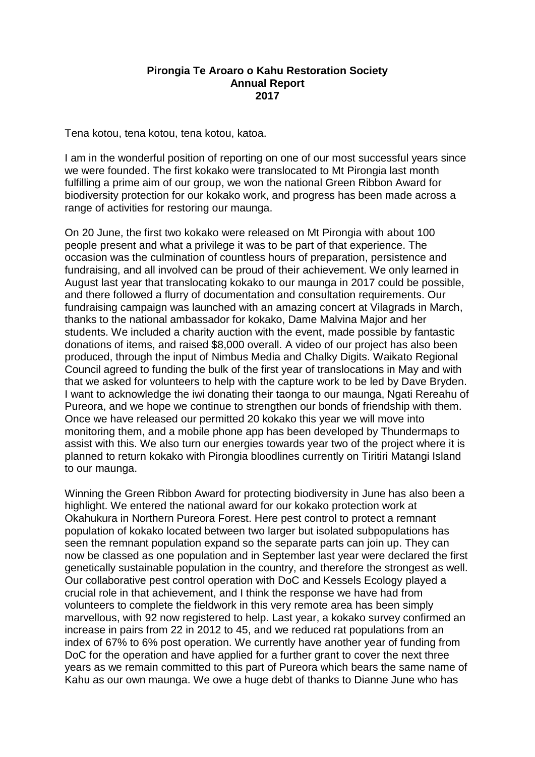**Pirongia Te Aroaro o Kahu Restoration Society**
**Annual Report**
**2017**

Tena kotou, tena kotou, tena kotou, katoa.

I am in the wonderful position of reporting on one of our most successful years since we were founded. The first kokako were translocated to Mt Pirongia last month fulfilling a prime aim of our group, we won the national Green Ribbon Award for biodiversity protection for our kokako work, and progress has been made across a range of activities for restoring our maunga.

On 20 June, the first two kokako were released on Mt Pirongia with about 100 people present and what a privilege it was to be part of that experience. The occasion was the culmination of countless hours of preparation, persistence and fundraising, and all involved can be proud of their achievement. We only learned in August last year that translocating kokako to our maunga in 2017 could be possible, and there followed a flurry of documentation and consultation requirements. Our fundraising campaign was launched with an amazing concert at Vilagrads in March, thanks to the national ambassador for kokako, Dame Malvina Major and her students. We included a charity auction with the event, made possible by fantastic donations of items, and raised $8,000 overall. A video of our project has also been produced, through the input of Nimbus Media and Chalky Digits. Waikato Regional Council agreed to funding the bulk of the first year of translocations in May and with that we asked for volunteers to help with the capture work to be led by Dave Bryden. I want to acknowledge the iwi donating their taonga to our maunga, Ngati Rereahu of Pureora, and we hope we continue to strengthen our bonds of friendship with them. Once we have released our permitted 20 kokako this year we will move into monitoring them, and a mobile phone app has been developed by Thundermaps to assist with this. We also turn our energies towards year two of the project where it is planned to return kokako with Pirongia bloodlines currently on Tiritiri Matangi Island to our maunga.

Winning the Green Ribbon Award for protecting biodiversity in June has also been a highlight. We entered the national award for our kokako protection work at Okahukura in Northern Pureora Forest. Here pest control to protect a remnant population of kokako located between two larger but isolated subpopulations has seen the remnant population expand so the separate parts can join up. They can now be classed as one population and in September last year were declared the first genetically sustainable population in the country, and therefore the strongest as well. Our collaborative pest control operation with DoC and Kessels Ecology played a crucial role in that achievement, and I think the response we have had from volunteers to complete the fieldwork in this very remote area has been simply marvellous, with 92 now registered to help. Last year, a kokako survey confirmed an increase in pairs from 22 in 2012 to 45, and we reduced rat populations from an index of 67% to 6% post operation. We currently have another year of funding from DoC for the operation and have applied for a further grant to cover the next three years as we remain committed to this part of Pureora which bears the same name of Kahu as our own maunga. We owe a huge debt of thanks to Dianne June who has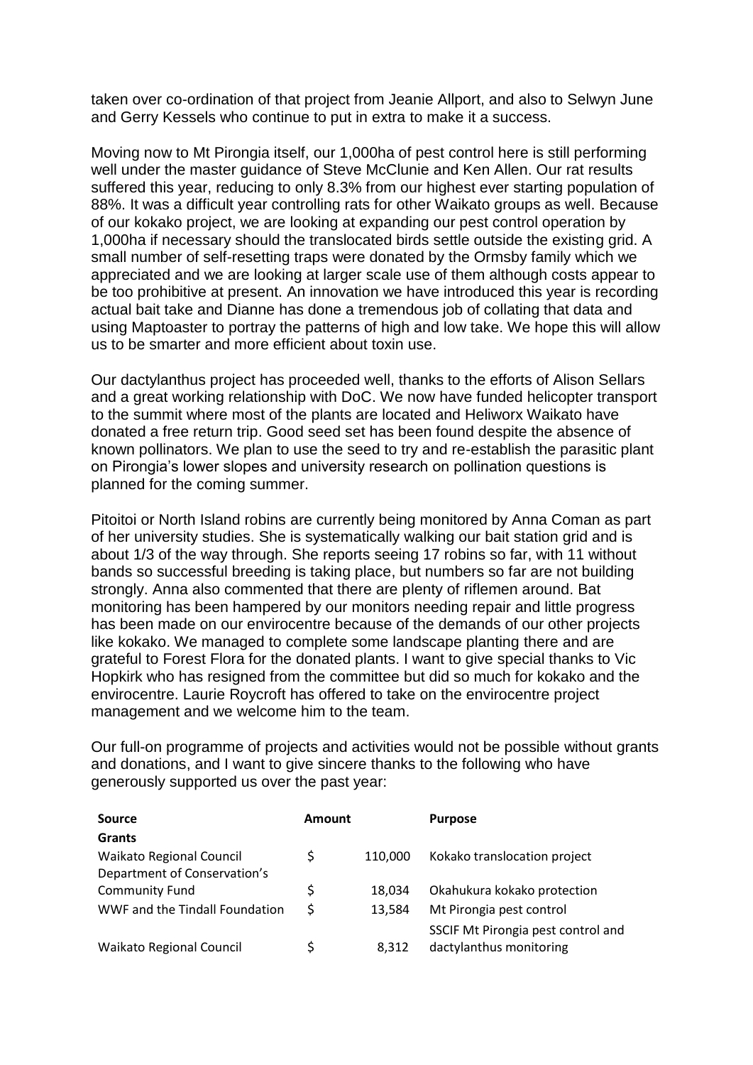taken over co-ordination of that project from Jeanie Allport, and also to Selwyn June and Gerry Kessels who continue to put in extra to make it a success.

Moving now to Mt Pirongia itself, our 1,000ha of pest control here is still performing well under the master guidance of Steve McClunie and Ken Allen. Our rat results suffered this year, reducing to only 8.3% from our highest ever starting population of 88%. It was a difficult year controlling rats for other Waikato groups as well. Because of our kokako project, we are looking at expanding our pest control operation by 1,000ha if necessary should the translocated birds settle outside the existing grid. A small number of self-resetting traps were donated by the Ormsby family which we appreciated and we are looking at larger scale use of them although costs appear to be too prohibitive at present. An innovation we have introduced this year is recording actual bait take and Dianne has done a tremendous job of collating that data and using Maptoaster to portray the patterns of high and low take. We hope this will allow us to be smarter and more efficient about toxin use.

Our dactylanthus project has proceeded well, thanks to the efforts of Alison Sellars and a great working relationship with DoC. We now have funded helicopter transport to the summit where most of the plants are located and Heliworx Waikato have donated a free return trip. Good seed set has been found despite the absence of known pollinators. We plan to use the seed to try and re-establish the parasitic plant on Pirongia's lower slopes and university research on pollination questions is planned for the coming summer.

Pitoitoi or North Island robins are currently being monitored by Anna Coman as part of her university studies. She is systematically walking our bait station grid and is about 1/3 of the way through. She reports seeing 17 robins so far, with 11 without bands so successful breeding is taking place, but numbers so far are not building strongly. Anna also commented that there are plenty of riflemen around. Bat monitoring has been hampered by our monitors needing repair and little progress has been made on our envirocentre because of the demands of our other projects like kokako. We managed to complete some landscape planting there and are grateful to Forest Flora for the donated plants. I want to give special thanks to Vic Hopkirk who has resigned from the committee but did so much for kokako and the envirocentre. Laurie Roycroft has offered to take on the envirocentre project management and we welcome him to the team.

Our full-on programme of projects and activities would not be possible without grants and donations, and I want to give sincere thanks to the following who have generously supported us over the past year:

| **Source** | **Amount** | | **Purpose** |
|---|---|---|---|
| **Grants** | | | |
| Waikato Regional Council | $ | 110,000 | Kokako translocation project |
| Department of Conservation's Community Fund | $ | 18,034 | Okahukura kokako protection |
| WWF and the Tindall Foundation | $ | 13,584 | Mt Pirongia pest control |
| Waikato Regional Council | $ | 8,312 | SSCIF Mt Pirongia pest control and dactylanthus monitoring |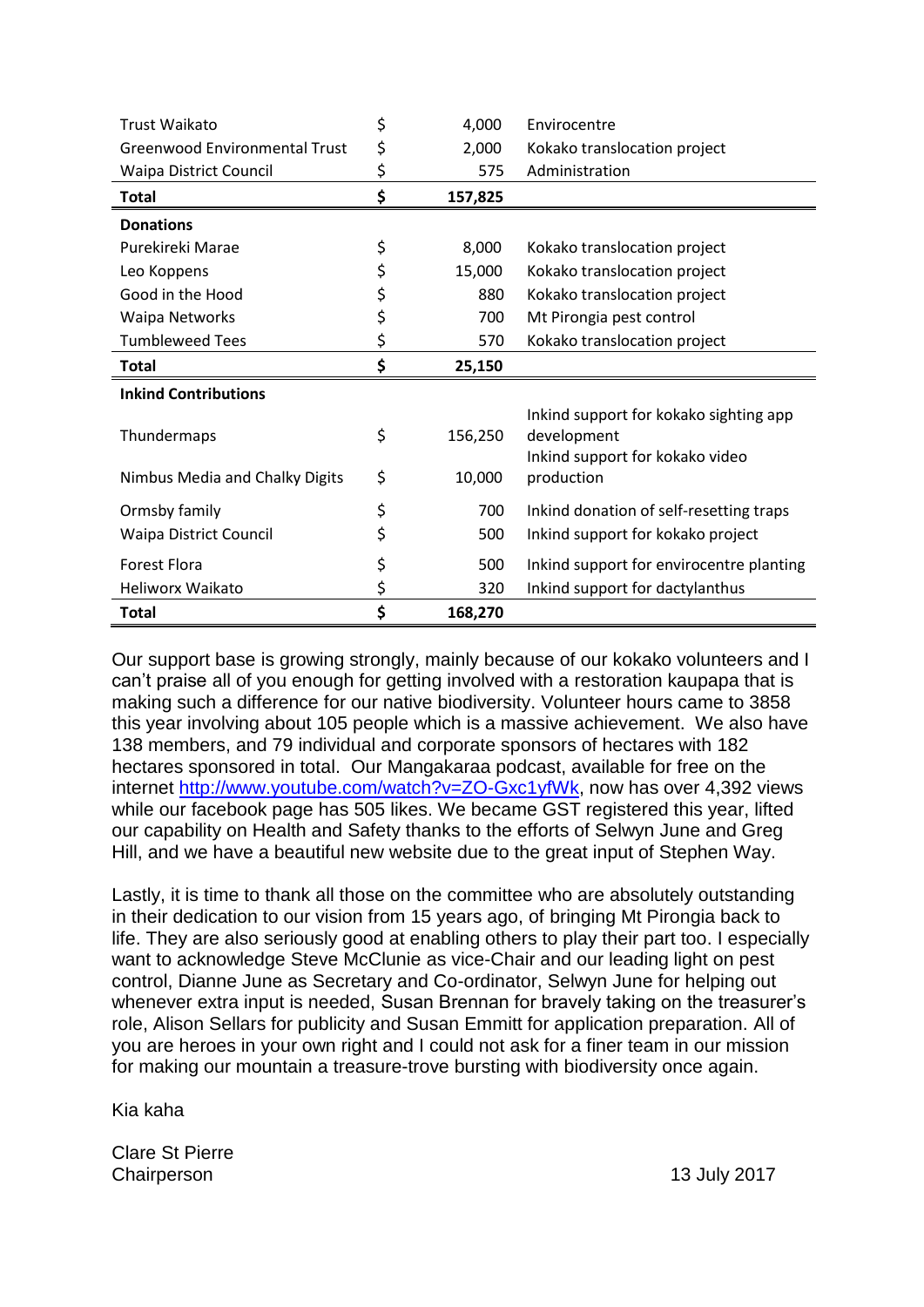| | | | |
|---|---|---|---|
| Trust Waikato | $ | 4,000 | Envirocentre |
| Greenwood Environmental Trust | $ | 2,000 | Kokako translocation project |
| Waipa District Council | $ | 575 | Administration |
| **Total** | **$** | **157,825** | |
| **Donations** | | | |
| Purekireki Marae | $ | 8,000 | Kokako translocation project |
| Leo Koppens | $ | 15,000 | Kokako translocation project |
| Good in the Hood | $ | 880 | Kokako translocation project |
| Waipa Networks | $ | 700 | Mt Pirongia pest control |
| Tumbleweed Tees | $ | 570 | Kokako translocation project |
| **Total** | **$** | **25,150** | |
| **Inkind Contributions** | | | |
| Thundermaps | $ | 156,250 | Inkind support for kokako sighting app development |
| Nimbus Media and Chalky Digits | $ | 10,000 | Inkind support for kokako video production |
| Ormsby family | $ | 700 | Inkind donation of self-resetting traps |
| Waipa District Council | $ | 500 | Inkind support for kokako project |
| Forest Flora | $ | 500 | Inkind support for envirocentre planting |
| Heliworx Waikato | $ | 320 | Inkind support for dactylanthus |
| **Total** | **$** | **168,270** | |

Our support base is growing strongly, mainly because of our kokako volunteers and I can't praise all of you enough for getting involved with a restoration kaupapa that is making such a difference for our native biodiversity. Volunteer hours came to 3858 this year involving about 105 people which is a massive achievement. We also have 138 members, and 79 individual and corporate sponsors of hectares with 182 hectares sponsored in total. Our Mangakaraa podcast, available for free on the internet http://www.youtube.com/watch?v=ZO-Gxc1yfWk, now has over 4,392 views while our facebook page has 505 likes. We became GST registered this year, lifted our capability on Health and Safety thanks to the efforts of Selwyn June and Greg Hill, and we have a beautiful new website due to the great input of Stephen Way.

Lastly, it is time to thank all those on the committee who are absolutely outstanding in their dedication to our vision from 15 years ago, of bringing Mt Pirongia back to life. They are also seriously good at enabling others to play their part too. I especially want to acknowledge Steve McClunie as vice-Chair and our leading light on pest control, Dianne June as Secretary and Co-ordinator, Selwyn June for helping out whenever extra input is needed, Susan Brennan for bravely taking on the treasurer's role, Alison Sellars for publicity and Susan Emmitt for application preparation. All of you are heroes in your own right and I could not ask for a finer team in our mission for making our mountain a treasure-trove bursting with biodiversity once again.

Kia kaha

Clare St Pierre
Chairperson

13 July 2017